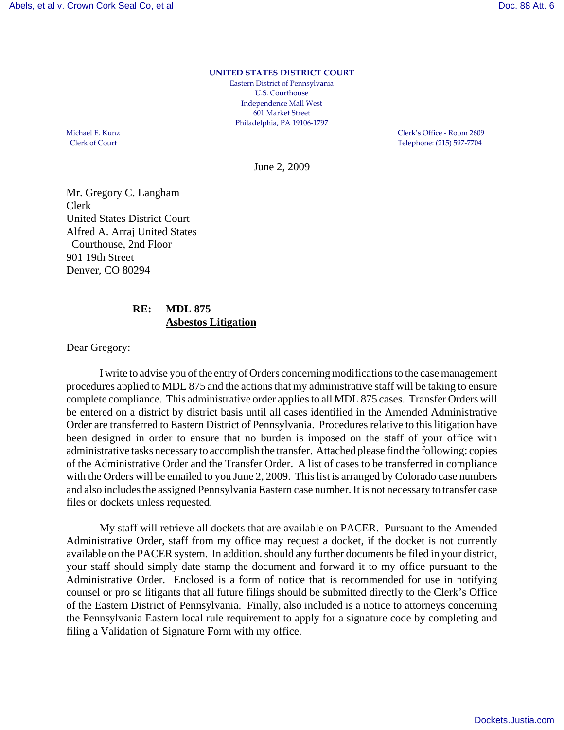**UNITED STATES DISTRICT COURT**

Eastern District of Pennsylvania
U.S. Courthouse
Independence Mall West
601 Market Street
Philadelphia, PA 19106-1797

Michael E. Kunz
Clerk of Court

Clerk's Office - Room 2609
Telephone: (215) 597-7704

June 2, 2009

Mr. Gregory C. Langham
Clerk
United States District Court
Alfred A. Arraj United States
Courthouse, 2nd Floor
901 19th Street
Denver, CO 80294

**RE: MDL 875**
**<u>Asbestos Litigation</u>**

Dear Gregory:

I write to advise you of the entry of Orders concerning modifications to the case management procedures applied to MDL 875 and the actions that my administrative staff will be taking to ensure complete compliance. This administrative order applies to all MDL 875 cases. Transfer Orders will be entered on a district by district basis until all cases identified in the Amended Administrative Order are transferred to Eastern District of Pennsylvania. Procedures relative to this litigation have been designed in order to ensure that no burden is imposed on the staff of your office with administrative tasks necessary to accomplish the transfer. Attached please find the following: copies of the Administrative Order and the Transfer Order. A list of cases to be transferred in compliance with the Orders will be emailed to you June 2, 2009. This list is arranged by Colorado case numbers and also includes the assigned Pennsylvania Eastern case number. It is not necessary to transfer case files or dockets unless requested.

My staff will retrieve all dockets that are available on PACER. Pursuant to the Amended Administrative Order, staff from my office may request a docket, if the docket is not currently available on the PACER system. In addition. should any further documents be filed in your district, your staff should simply date stamp the document and forward it to my office pursuant to the Administrative Order. Enclosed is a form of notice that is recommended for use in notifying counsel or pro se litigants that all future filings should be submitted directly to the Clerk's Office of the Eastern District of Pennsylvania. Finally, also included is a notice to attorneys concerning the Pennsylvania Eastern local rule requirement to apply for a signature code by completing and filing a Validation of Signature Form with my office.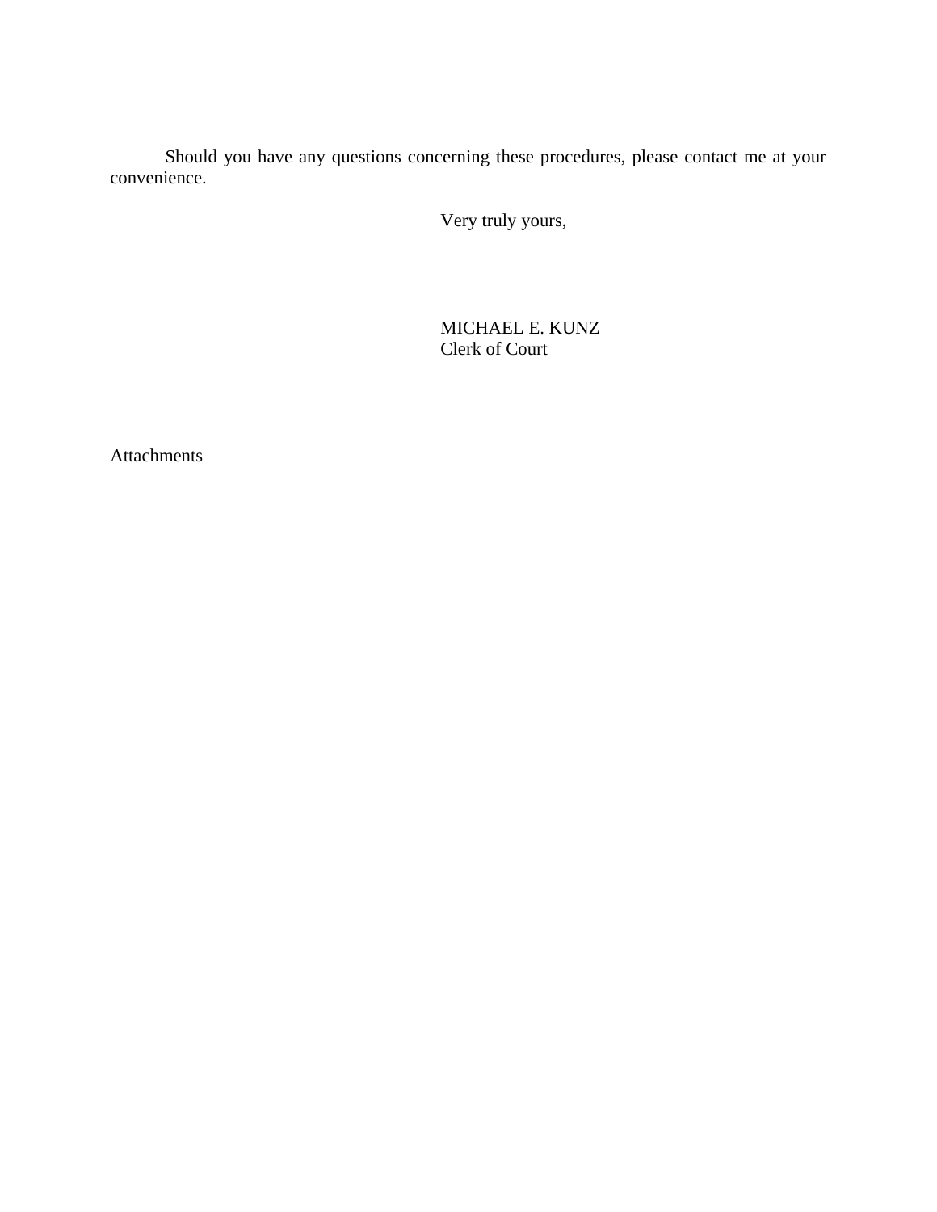Should you have any questions concerning these procedures, please contact me at your convenience.

Very truly yours,

MICHAEL E. KUNZ
Clerk of Court

Attachments